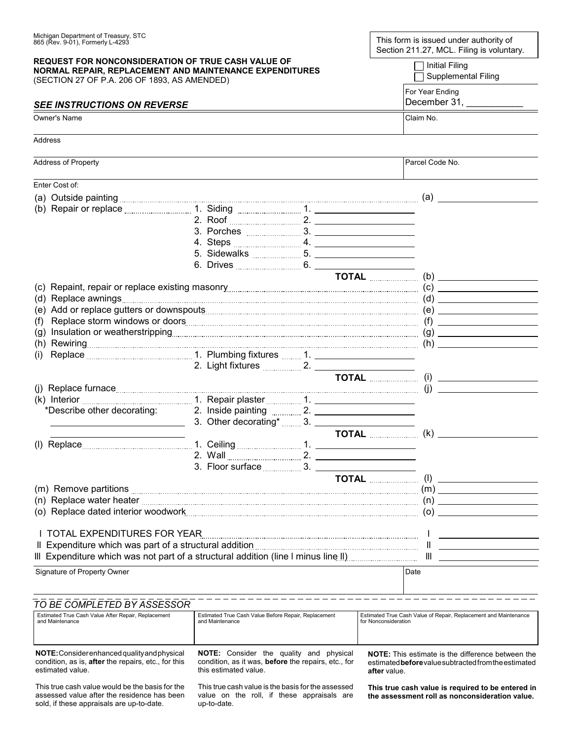Michigan Department of Treasury, STC
865 (Rev. 9-01), Formerly L-4293

This form is issued under authority of Section 211.27, MCL. Filing is voluntary.

# REQUEST FOR NONCONSIDERATION OF TRUE CASH VALUE OF NORMAL REPAIR, REPLACEMENT AND MAINTENANCE EXPENDITURES

(SECTION 27 OF P.A. 206 OF 1893, AS AMENDED)

☐ Initial Filing
☐ Supplemental Filing

For Year Ending
December 31, ___________

***SEE INSTRUCTIONS ON REVERSE***

| Owner's Name | Claim No. |
|---|---|
| Address | |
| Address of Property | Parcel Code No. |

Enter Cost of:

| Item | Sub-item | Sub-amount | Total |
|---|---|---|---|
| (a) Outside painting | | | (a) |
| (b) Repair or replace | 1. Siding | 1. | |
| | 2. Roof | 2. | |
| | 3. Porches | 3. | |
| | 4. Steps | 4. | |
| | 5. Sidewalks | 5. | |
| | 6. Drives | 6. | |
| | | **TOTAL** | (b) |
| (c) Repaint, repair or replace existing masonry | | | (c) |
| (d) Replace awnings | | | (d) |
| (e) Add or replace gutters or downspouts | | | (e) |
| (f) Replace storm windows or doors | | | (f) |
| (g) Insulation or weatherstripping | | | (g) |
| (h) Rewiring | | | (h) |
| (i) Replace | 1. Plumbing fixtures | 1. | |
| | 2. Light fixtures | 2. | |
| | | **TOTAL** | (i) |
| (j) Replace furnace | | | (j) |
| (k) Interior | 1. Repair plaster | 1. | |
| *Describe other decorating: ____________ | 2. Inside painting | 2. | |
| ____________ | 3. Other decorating* | 3. | |
| | | **TOTAL** | (k) |
| (l) Replace | 1. Ceiling | 1. | |
| | 2. Wall | 2. | |
| | 3. Floor surface | 3. | |
| | | **TOTAL** | (l) |
| (m) Remove partitions | | | (m) |
| (n) Replace water heater | | | (n) |
| (o) Replace dated interior woodwork | | | (o) |

| | |
|---|---|
| I TOTAL EXPENDITURES FOR YEAR | I |
| II Expenditure which was part of a structural addition | II |
| III Expenditure which was not part of a structural addition (line I minus line II) | III |

| Signature of Property Owner | Date |
|---|---|
| | |

***TO BE COMPLETED BY ASSESSOR***

| Estimated True Cash Value After Repair, Replacement and Maintenance | Estimated True Cash Value Before Repair, Replacement and Maintenance | Estimated True Cash Value of Repair, Replacement and Maintenance for Nonconsideration |
|---|---|---|
| | | |

| | | |
|---|---|---|
| **NOTE:** Consider enhanced quality and physical condition, as is, **after** the repairs, etc., for this estimated value. | **NOTE:** Consider the quality and physical condition, as it was, **before** the repairs, etc., for this estimated value. | **NOTE:** This estimate is the difference between the estimated **before** value subtracted from the estimated **after** value. |
| This true cash value would be the basis for the assessed value after the residence has been sold, if these appraisals are up-to-date. | This true cash value is the basis for the assessed value on the roll, if these appraisals are up-to-date. | **This true cash value is required to be entered in the assessment roll as nonconsideration value.** |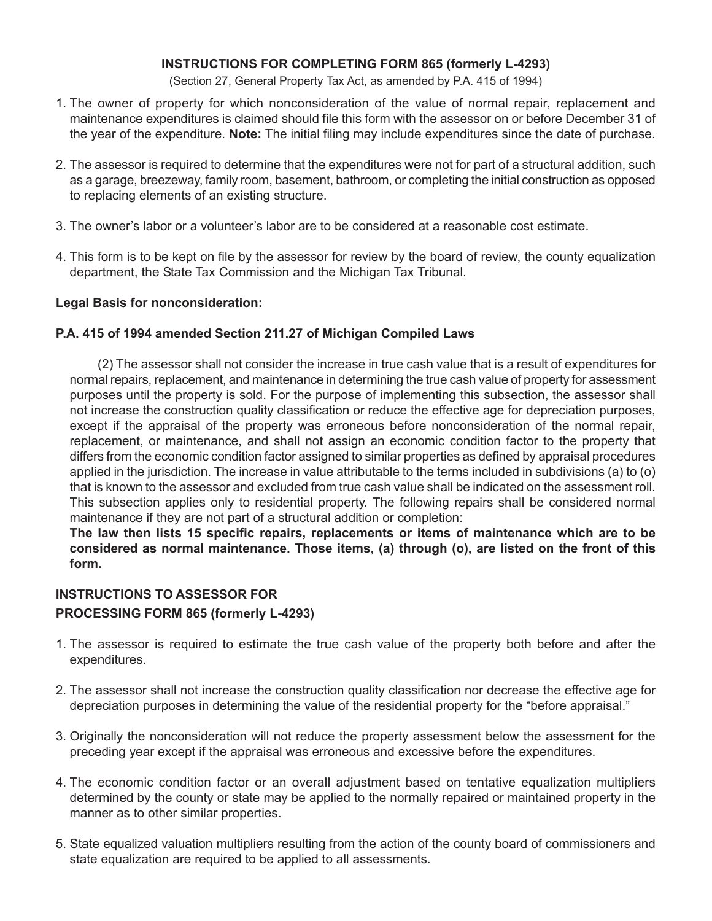## INSTRUCTIONS FOR COMPLETING FORM 865 (formerly L-4293)

(Section 27, General Property Tax Act, as amended by P.A. 415 of 1994)

1. The owner of property for which nonconsideration of the value of normal repair, replacement and maintenance expenditures is claimed should file this form with the assessor on or before December 31 of the year of the expenditure. **Note:** The initial filing may include expenditures since the date of purchase.
2. The assessor is required to determine that the expenditures were not for part of a structural addition, such as a garage, breezeway, family room, basement, bathroom, or completing the initial construction as opposed to replacing elements of an existing structure.
3. The owner's labor or a volunteer's labor are to be considered at a reasonable cost estimate.
4. This form is to be kept on file by the assessor for review by the board of review, the county equalization department, the State Tax Commission and the Michigan Tax Tribunal.

### Legal Basis for nonconsideration:

### P.A. 415 of 1994 amended Section 211.27 of Michigan Compiled Laws

(2) The assessor shall not consider the increase in true cash value that is a result of expenditures for normal repairs, replacement, and maintenance in determining the true cash value of property for assessment purposes until the property is sold. For the purpose of implementing this subsection, the assessor shall not increase the construction quality classification or reduce the effective age for depreciation purposes, except if the appraisal of the property was erroneous before nonconsideration of the normal repair, replacement, or maintenance, and shall not assign an economic condition factor to the property that differs from the economic condition factor assigned to similar properties as defined by appraisal procedures applied in the jurisdiction. The increase in value attributable to the terms included in subdivisions (a) to (o) that is known to the assessor and excluded from true cash value shall be indicated on the assessment roll. This subsection applies only to residential property. The following repairs shall be considered normal maintenance if they are not part of a structural addition or completion:

**The law then lists 15 specific repairs, replacements or items of maintenance which are to be considered as normal maintenance. Those items, (a) through (o), are listed on the front of this form.**

## INSTRUCTIONS TO ASSESSOR FOR PROCESSING FORM 865 (formerly L-4293)

1. The assessor is required to estimate the true cash value of the property both before and after the expenditures.
2. The assessor shall not increase the construction quality classification nor decrease the effective age for depreciation purposes in determining the value of the residential property for the "before appraisal."
3. Originally the nonconsideration will not reduce the property assessment below the assessment for the preceding year except if the appraisal was erroneous and excessive before the expenditures.
4. The economic condition factor or an overall adjustment based on tentative equalization multipliers determined by the county or state may be applied to the normally repaired or maintained property in the manner as to other similar properties.
5. State equalized valuation multipliers resulting from the action of the county board of commissioners and state equalization are required to be applied to all assessments.